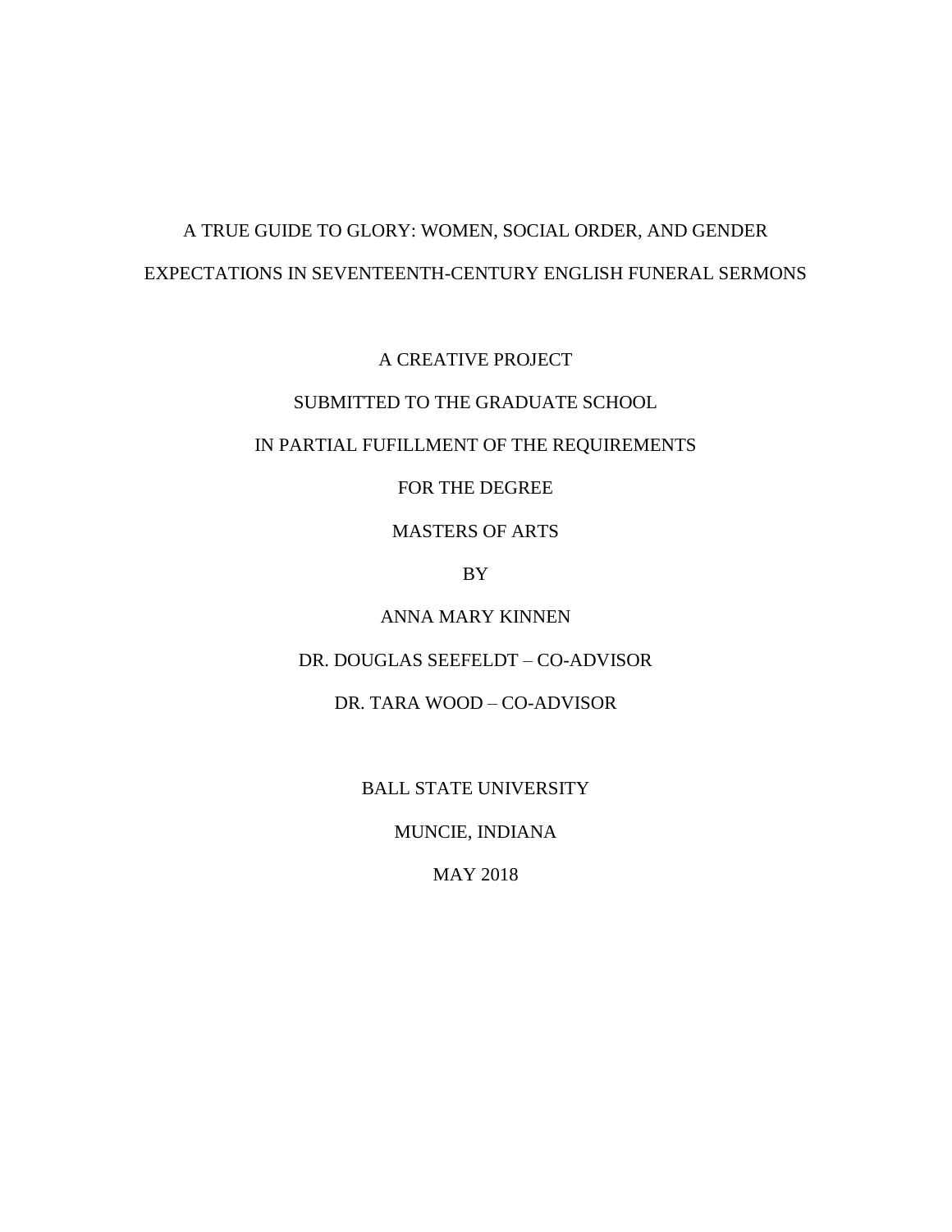# A TRUE GUIDE TO GLORY: WOMEN, SOCIAL ORDER, AND GENDER EXPECTATIONS IN SEVENTEENTH-CENTURY ENGLISH FUNERAL SERMONS

A CREATIVE PROJECT

SUBMITTED TO THE GRADUATE SCHOOL

IN PARTIAL FUFILLMENT OF THE REQUIREMENTS

FOR THE DEGREE

MASTERS OF ARTS

BY

ANNA MARY KINNEN

DR. DOUGLAS SEEFELDT – CO-ADVISOR

DR. TARA WOOD – CO-ADVISOR

BALL STATE UNIVERSITY

MUNCIE, INDIANA

MAY 2018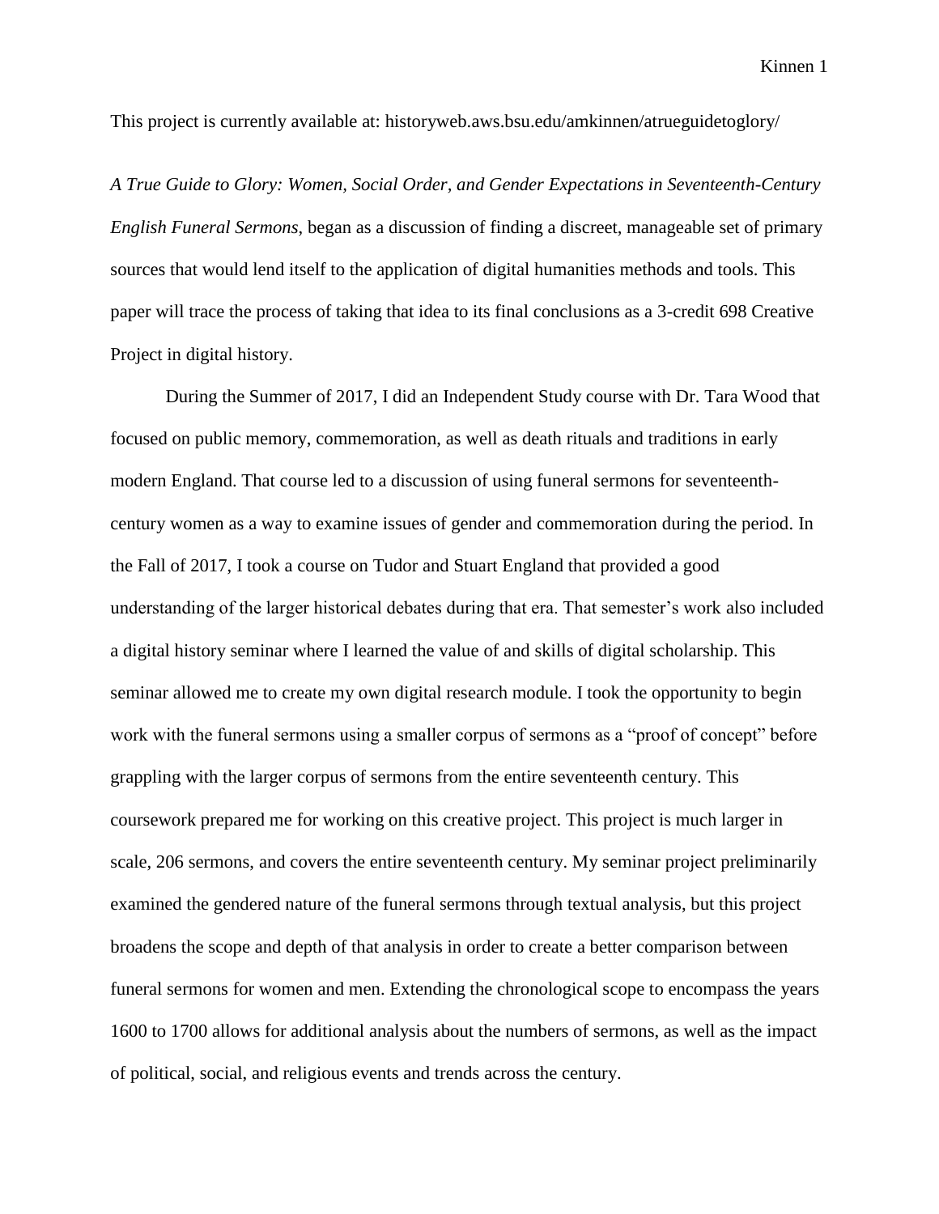This project is currently available at: historyweb.aws.bsu.edu/amkinnen/atrueguidetoglory/

*A True Guide to Glory: Women, Social Order, and Gender Expectations in Seventeenth-Century English Funeral Sermons*, began as a discussion of finding a discreet, manageable set of primary sources that would lend itself to the application of digital humanities methods and tools. This paper will trace the process of taking that idea to its final conclusions as a 3-credit 698 Creative Project in digital history.

During the Summer of 2017, I did an Independent Study course with Dr. Tara Wood that focused on public memory, commemoration, as well as death rituals and traditions in early modern England. That course led to a discussion of using funeral sermons for seventeenth-century women as a way to examine issues of gender and commemoration during the period. In the Fall of 2017, I took a course on Tudor and Stuart England that provided a good understanding of the larger historical debates during that era. That semester's work also included a digital history seminar where I learned the value of and skills of digital scholarship. This seminar allowed me to create my own digital research module. I took the opportunity to begin work with the funeral sermons using a smaller corpus of sermons as a "proof of concept" before grappling with the larger corpus of sermons from the entire seventeenth century. This coursework prepared me for working on this creative project. This project is much larger in scale, 206 sermons, and covers the entire seventeenth century. My seminar project preliminarily examined the gendered nature of the funeral sermons through textual analysis, but this project broadens the scope and depth of that analysis in order to create a better comparison between funeral sermons for women and men. Extending the chronological scope to encompass the years 1600 to 1700 allows for additional analysis about the numbers of sermons, as well as the impact of political, social, and religious events and trends across the century.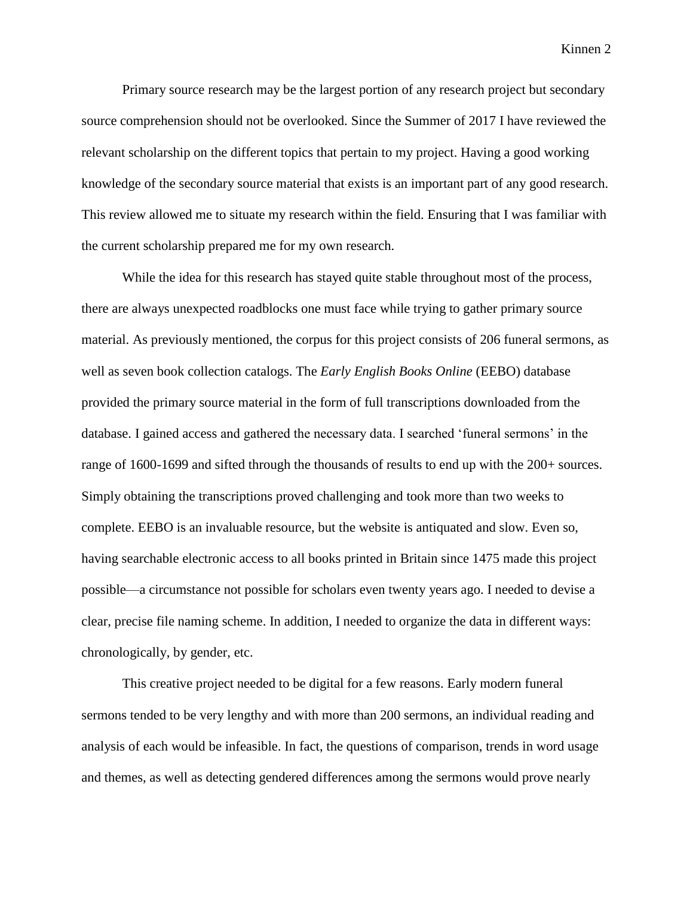Primary source research may be the largest portion of any research project but secondary source comprehension should not be overlooked. Since the Summer of 2017 I have reviewed the relevant scholarship on the different topics that pertain to my project. Having a good working knowledge of the secondary source material that exists is an important part of any good research. This review allowed me to situate my research within the field. Ensuring that I was familiar with the current scholarship prepared me for my own research.

While the idea for this research has stayed quite stable throughout most of the process, there are always unexpected roadblocks one must face while trying to gather primary source material. As previously mentioned, the corpus for this project consists of 206 funeral sermons, as well as seven book collection catalogs. The *Early English Books Online* (EEBO) database provided the primary source material in the form of full transcriptions downloaded from the database. I gained access and gathered the necessary data. I searched 'funeral sermons' in the range of 1600-1699 and sifted through the thousands of results to end up with the 200+ sources. Simply obtaining the transcriptions proved challenging and took more than two weeks to complete. EEBO is an invaluable resource, but the website is antiquated and slow. Even so, having searchable electronic access to all books printed in Britain since 1475 made this project possible—a circumstance not possible for scholars even twenty years ago. I needed to devise a clear, precise file naming scheme. In addition, I needed to organize the data in different ways: chronologically, by gender, etc.

This creative project needed to be digital for a few reasons. Early modern funeral sermons tended to be very lengthy and with more than 200 sermons, an individual reading and analysis of each would be infeasible. In fact, the questions of comparison, trends in word usage and themes, as well as detecting gendered differences among the sermons would prove nearly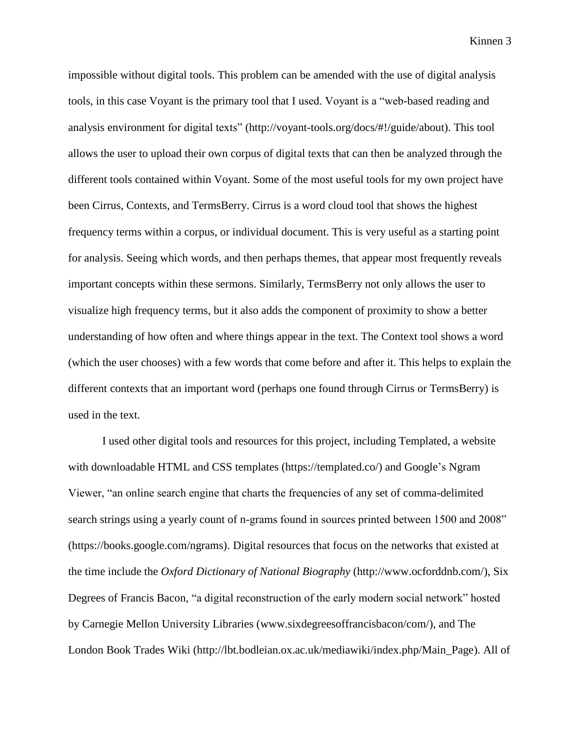impossible without digital tools. This problem can be amended with the use of digital analysis tools, in this case Voyant is the primary tool that I used. Voyant is a "web-based reading and analysis environment for digital texts" (http://voyant-tools.org/docs/#!/guide/about). This tool allows the user to upload their own corpus of digital texts that can then be analyzed through the different tools contained within Voyant. Some of the most useful tools for my own project have been Cirrus, Contexts, and TermsBerry. Cirrus is a word cloud tool that shows the highest frequency terms within a corpus, or individual document. This is very useful as a starting point for analysis. Seeing which words, and then perhaps themes, that appear most frequently reveals important concepts within these sermons. Similarly, TermsBerry not only allows the user to visualize high frequency terms, but it also adds the component of proximity to show a better understanding of how often and where things appear in the text. The Context tool shows a word (which the user chooses) with a few words that come before and after it. This helps to explain the different contexts that an important word (perhaps one found through Cirrus or TermsBerry) is used in the text.

I used other digital tools and resources for this project, including Templated, a website with downloadable HTML and CSS templates (https://templated.co/) and Google's Ngram Viewer, "an online search engine that charts the frequencies of any set of comma-delimited search strings using a yearly count of n-grams found in sources printed between 1500 and 2008" (https://books.google.com/ngrams). Digital resources that focus on the networks that existed at the time include the *Oxford Dictionary of National Biography* (http://www.ocforddnb.com/), Six Degrees of Francis Bacon, "a digital reconstruction of the early modern social network" hosted by Carnegie Mellon University Libraries (www.sixdegreesoffrancisbacon/com/), and The London Book Trades Wiki (http://lbt.bodleian.ox.ac.uk/mediawiki/index.php/Main_Page). All of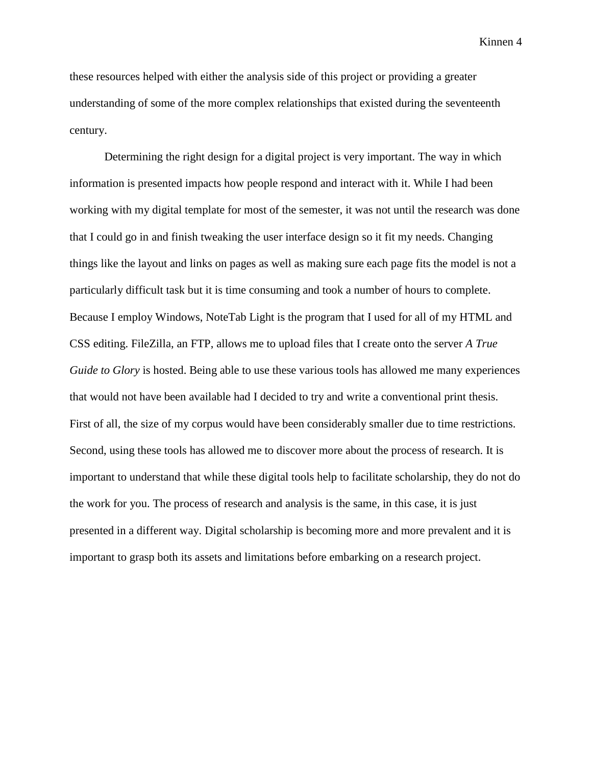these resources helped with either the analysis side of this project or providing a greater understanding of some of the more complex relationships that existed during the seventeenth century.

Determining the right design for a digital project is very important. The way in which information is presented impacts how people respond and interact with it. While I had been working with my digital template for most of the semester, it was not until the research was done that I could go in and finish tweaking the user interface design so it fit my needs. Changing things like the layout and links on pages as well as making sure each page fits the model is not a particularly difficult task but it is time consuming and took a number of hours to complete. Because I employ Windows, NoteTab Light is the program that I used for all of my HTML and CSS editing. FileZilla, an FTP, allows me to upload files that I create onto the server *A True Guide to Glory* is hosted. Being able to use these various tools has allowed me many experiences that would not have been available had I decided to try and write a conventional print thesis. First of all, the size of my corpus would have been considerably smaller due to time restrictions. Second, using these tools has allowed me to discover more about the process of research. It is important to understand that while these digital tools help to facilitate scholarship, they do not do the work for you. The process of research and analysis is the same, in this case, it is just presented in a different way. Digital scholarship is becoming more and more prevalent and it is important to grasp both its assets and limitations before embarking on a research project.